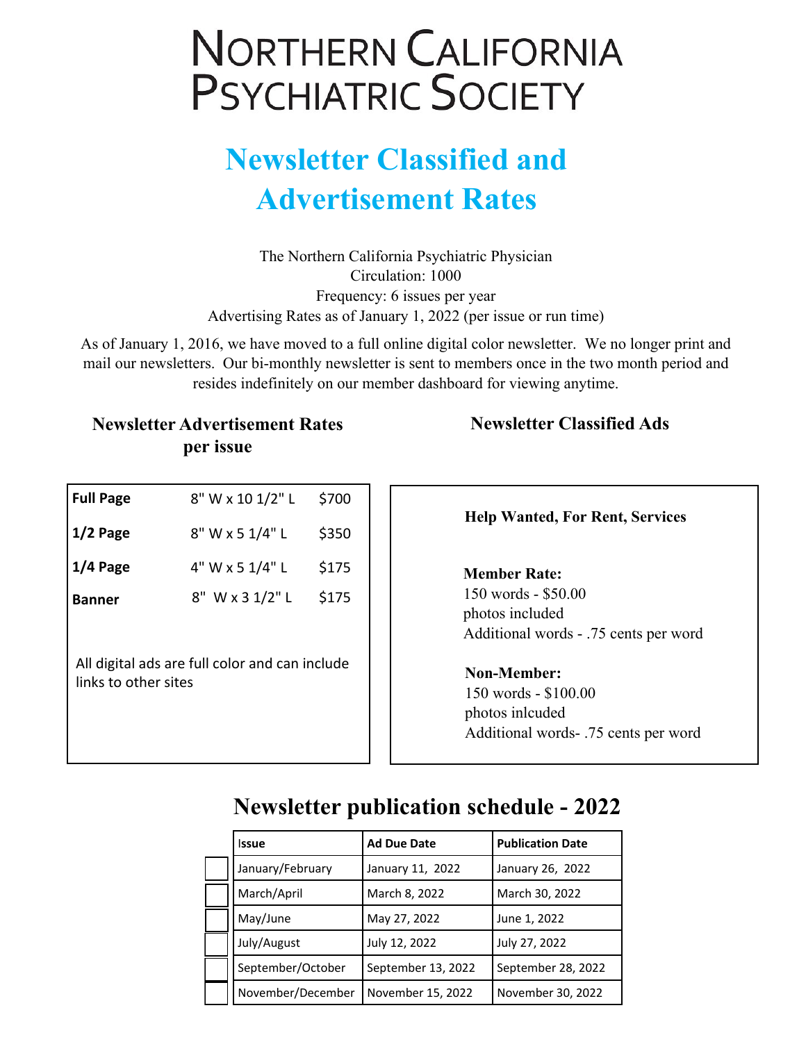# Northern California Psychiatric Society

## Newsletter Classified and Advertisement Rates

The Northern California Psychiatric Physician
Circulation: 1000
Frequency: 6 issues per year
Advertising Rates as of January 1, 2022 (per issue or run time)

As of January 1, 2016, we have moved to a full online digital color newsletter. We no longer print and mail our newsletters. Our bi-monthly newsletter is sent to members once in the two month period and resides indefinitely on our member dashboard for viewing anytime.

### Newsletter Advertisement Rates per issue

| | | |
|---|---|---|
| **Full Page** | 8" W x 10 1/2" L | $700 |
| **1/2 Page** | 8" W x 5 1/4" L | $350 |
| **1/4 Page** | 4" W x 5 1/4" L | $175 |
| **Banner** | 8" W x 3 1/2" L | $175 |

All digital ads are full color and can include links to other sites

### Newsletter Classified Ads

**Help Wanted, For Rent, Services**

**Member Rate:**
150 words - $50.00
photos included
Additional words - .75 cents per word

**Non-Member:**
150 words - $100.00
photos inlcuded
Additional words- .75 cents per word

## Newsletter publication schedule - 2022

| Issue | Ad Due Date | Publication Date |
|---|---|---|
| January/February | January 11, 2022 | January 26, 2022 |
| March/April | March 8, 2022 | March 30, 2022 |
| May/June | May 27, 2022 | June 1, 2022 |
| July/August | July 12, 2022 | July 27, 2022 |
| September/October | September 13, 2022 | September 28, 2022 |
| November/December | November 15, 2022 | November 30, 2022 |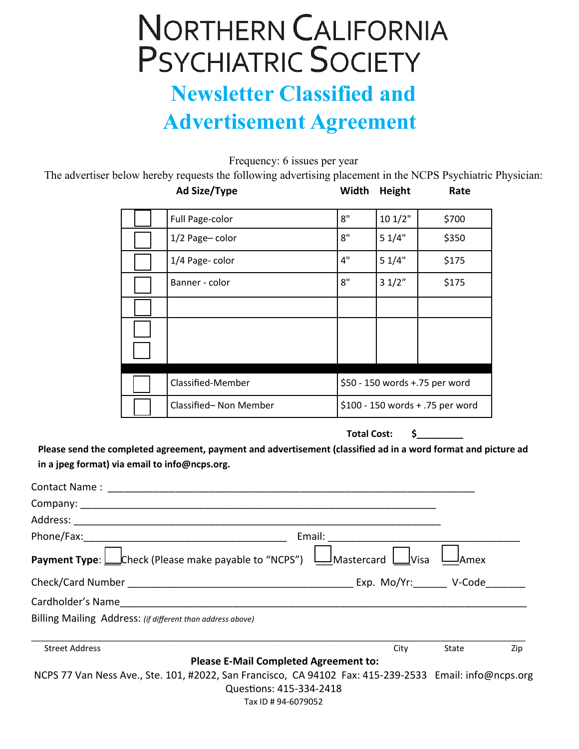# NORTHERN CALIFORNIA PSYCHIATRIC SOCIETY

## Newsletter Classified and Advertisement Agreement

Frequency: 6 issues per year

The advertiser below hereby requests the following advertising placement in the NCPS Psychiatric Physician:

| | Ad Size/Type | Width | Height | Rate |
|---|---|---|---|---|
| ☐ | Full Page-color | 8" | 10 1/2" | $700 |
| ☐ | 1/2 Page– color | 8" | 5 1/4" | $350 |
| ☐ | 1/4 Page- color | 4" | 5 1/4" | $175 |
| ☐ | Banner - color | 8" | 3 1/2" | $175 |
| ☐ | | | | |
| ☐ ☐ | | | | |
| ☐ | Classified-Member | $50 - 150 words +.75 per word | | |
| ☐ | Classified– Non Member | $100 - 150 words + .75 per word | | |

**Total Cost: $________**

**Please send the completed agreement, payment and advertisement (classified ad in a word format and picture ad in a jpeg format) via email to info@ncps.org.**

Contact Name : ____________________________________________________________

Company: ____________________________________________________________

Address: ____________________________________________________________

Phone/Fax:___________________________________ Email: ________________________________

**Payment Type**: ☐ Check (Please make payable to "NCPS") ☐ Mastercard ☐ Visa ☐ Amex

Check/Card Number ________________________________________ Exp. Mo/Yr:______ V-Code_______

Cardholder's Name____________________________________________________________________

Billing Mailing Address: *(if different than address above)*

_____________________________________________________________________________________

Street Address City State Zip

**Please E-Mail Completed Agreement to:**

NCPS 77 Van Ness Ave., Ste. 101, #2022, San Francisco, CA 94102 Fax: 415-239-2533 Email: info@ncps.org

Questions: 415-334-2418

Tax ID # 94-6079052